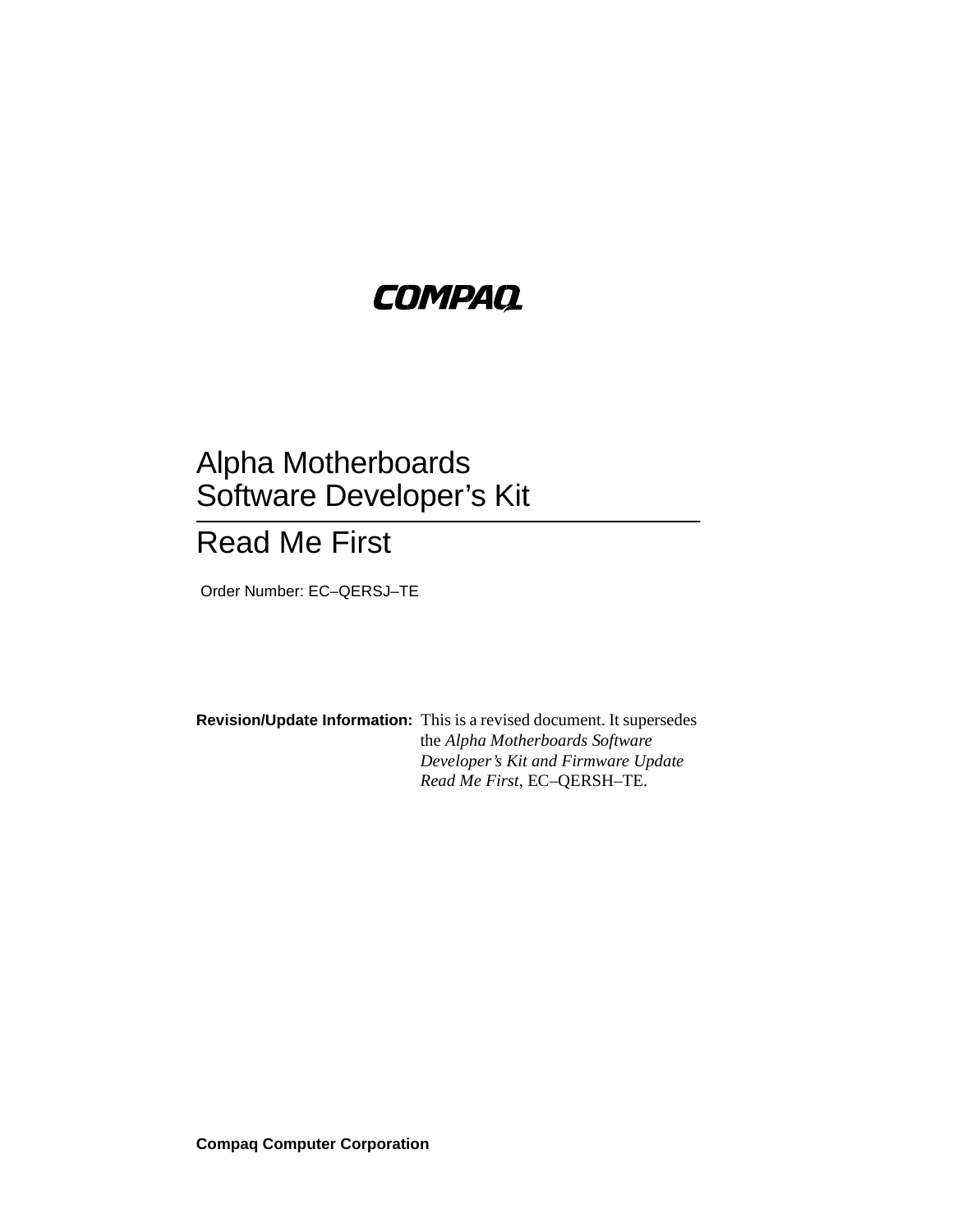COMPAQ

# Alpha Motherboards Software Developer's Kit

## Read Me First

Order Number: EC–QERSJ–TE

**Revision/Update Information:** This is a revised document. It supersedes the *Alpha Motherboards Software Developer's Kit and Firmware Update Read Me First*, EC–QERSH–TE.

**Compaq Computer Corporation**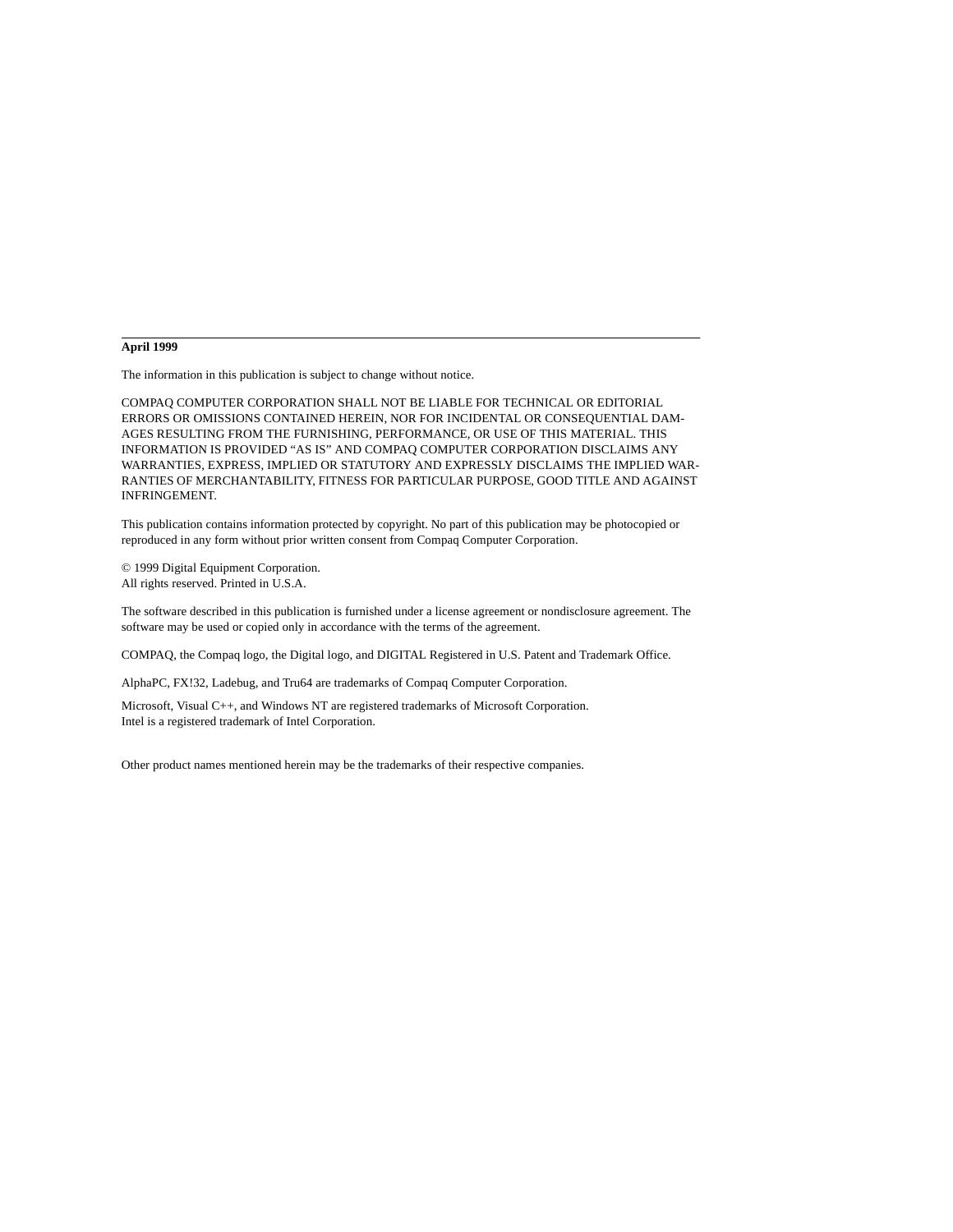**April 1999**

The information in this publication is subject to change without notice.

COMPAQ COMPUTER CORPORATION SHALL NOT BE LIABLE FOR TECHNICAL OR EDITORIAL ERRORS OR OMISSIONS CONTAINED HEREIN, NOR FOR INCIDENTAL OR CONSEQUENTIAL DAMAGES RESULTING FROM THE FURNISHING, PERFORMANCE, OR USE OF THIS MATERIAL. THIS INFORMATION IS PROVIDED "AS IS" AND COMPAQ COMPUTER CORPORATION DISCLAIMS ANY WARRANTIES, EXPRESS, IMPLIED OR STATUTORY AND EXPRESSLY DISCLAIMS THE IMPLIED WARRANTIES OF MERCHANTABILITY, FITNESS FOR PARTICULAR PURPOSE, GOOD TITLE AND AGAINST INFRINGEMENT.

This publication contains information protected by copyright. No part of this publication may be photocopied or reproduced in any form without prior written consent from Compaq Computer Corporation.

© 1999 Digital Equipment Corporation.
All rights reserved. Printed in U.S.A.

The software described in this publication is furnished under a license agreement or nondisclosure agreement. The software may be used or copied only in accordance with the terms of the agreement.

COMPAQ, the Compaq logo, the Digital logo, and DIGITAL Registered in U.S. Patent and Trademark Office.

AlphaPC, FX!32, Ladebug, and Tru64 are trademarks of Compaq Computer Corporation.

Microsoft, Visual C++, and Windows NT are registered trademarks of Microsoft Corporation.
Intel is a registered trademark of Intel Corporation.

Other product names mentioned herein may be the trademarks of their respective companies.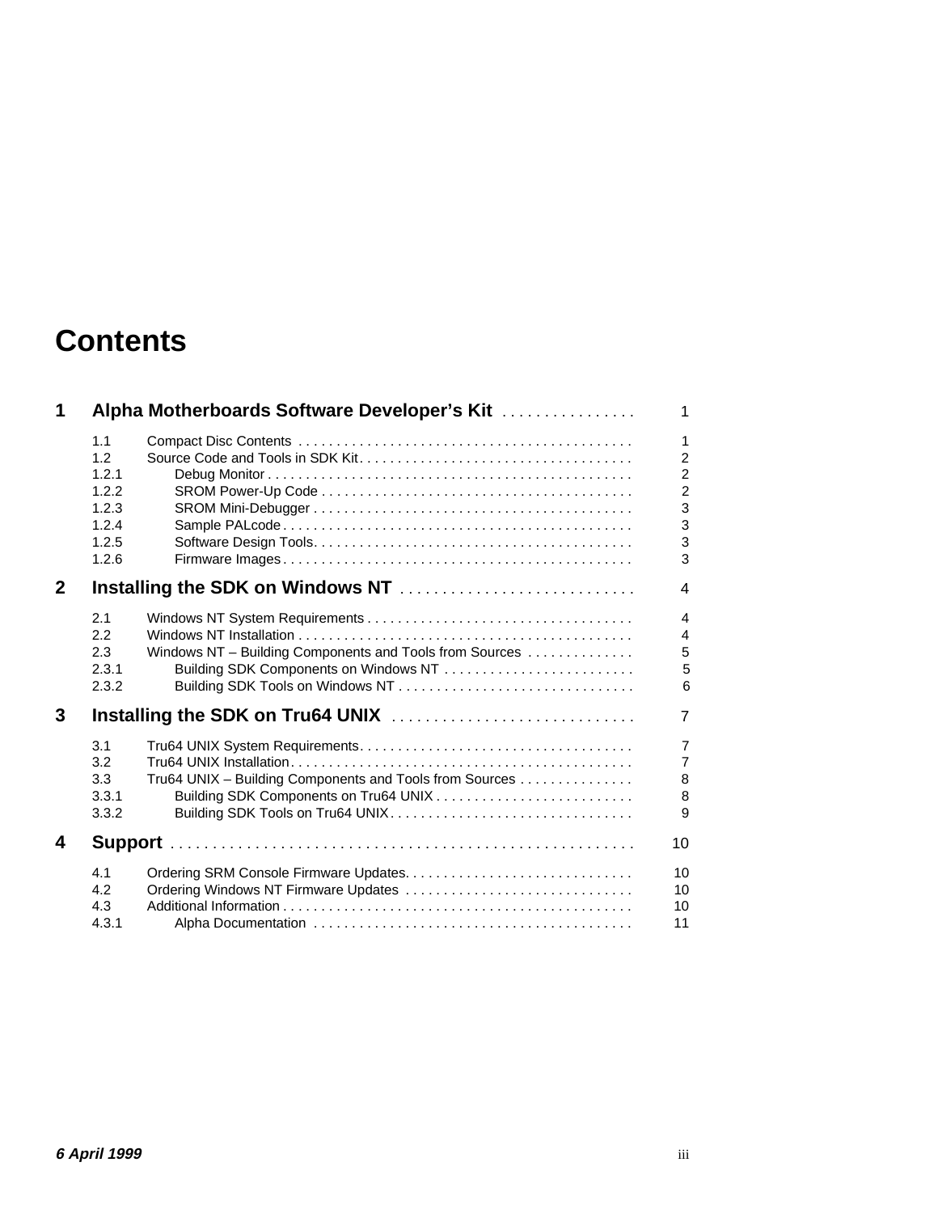# Contents

| | | |
|---|---|---|
| **1** | **Alpha Motherboards Software Developer's Kit** | **1** |
| 1.1 | Compact Disc Contents | 1 |
| 1.2 | Source Code and Tools in SDK Kit | 2 |
| 1.2.1 | Debug Monitor | 2 |
| 1.2.2 | SROM Power-Up Code | 2 |
| 1.2.3 | SROM Mini-Debugger | 3 |
| 1.2.4 | Sample PALcode | 3 |
| 1.2.5 | Software Design Tools | 3 |
| 1.2.6 | Firmware Images | 3 |
| **2** | **Installing the SDK on Windows NT** | **4** |
| 2.1 | Windows NT System Requirements | 4 |
| 2.2 | Windows NT Installation | 4 |
| 2.3 | Windows NT – Building Components and Tools from Sources | 5 |
| 2.3.1 | Building SDK Components on Windows NT | 5 |
| 2.3.2 | Building SDK Tools on Windows NT | 6 |
| **3** | **Installing the SDK on Tru64 UNIX** | **7** |
| 3.1 | Tru64 UNIX System Requirements | 7 |
| 3.2 | Tru64 UNIX Installation | 7 |
| 3.3 | Tru64 UNIX – Building Components and Tools from Sources | 8 |
| 3.3.1 | Building SDK Components on Tru64 UNIX | 8 |
| 3.3.2 | Building SDK Tools on Tru64 UNIX | 9 |
| **4** | **Support** | **10** |
| 4.1 | Ordering SRM Console Firmware Updates | 10 |
| 4.2 | Ordering Windows NT Firmware Updates | 10 |
| 4.3 | Additional Information | 10 |
| 4.3.1 | Alpha Documentation | 11 |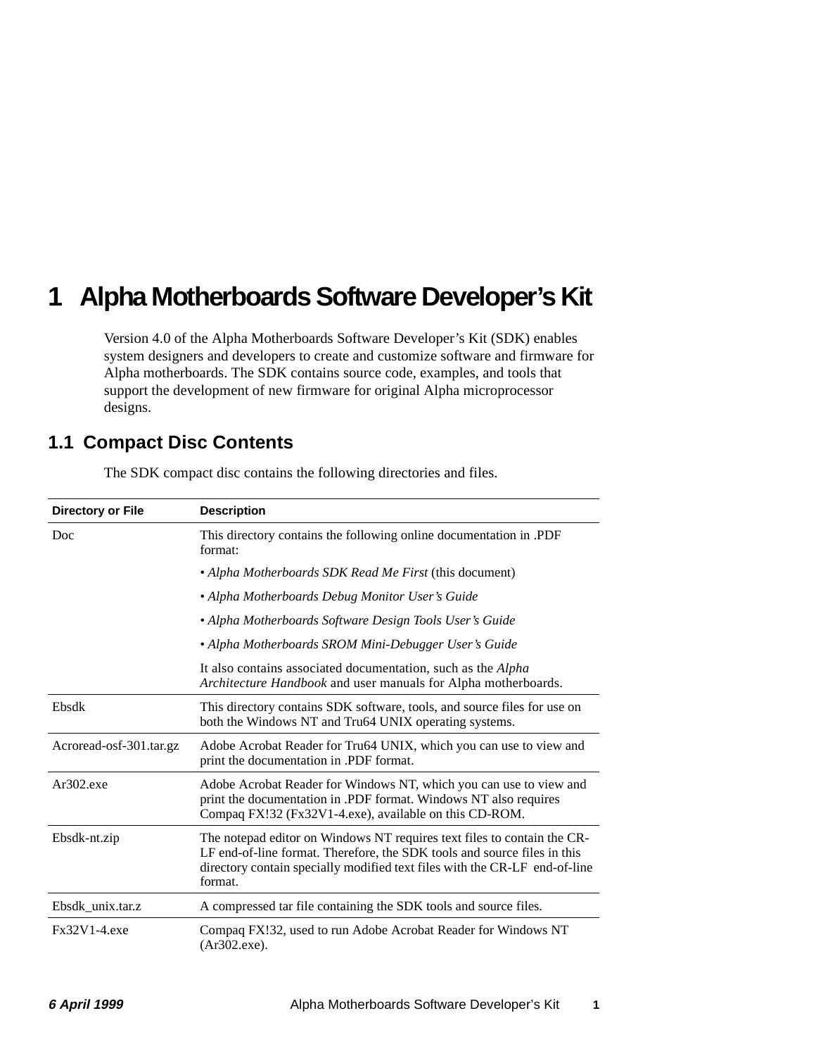# 1 Alpha Motherboards Software Developer's Kit

Version 4.0 of the Alpha Motherboards Software Developer's Kit (SDK) enables system designers and developers to create and customize software and firmware for Alpha motherboards. The SDK contains source code, examples, and tools that support the development of new firmware for original Alpha microprocessor designs.

## 1.1 Compact Disc Contents

The SDK compact disc contains the following directories and files.

| Directory or File | Description |
|---|---|
| Doc | This directory contains the following online documentation in .PDF format:<br>• *Alpha Motherboards SDK Read Me First* (this document)<br>• *Alpha Motherboards Debug Monitor User's Guide*<br>• *Alpha Motherboards Software Design Tools User's Guide*<br>• *Alpha Motherboards SROM Mini-Debugger User's Guide*<br>It also contains associated documentation, such as the *Alpha Architecture Handbook* and user manuals for Alpha motherboards. |
| Ebsdk | This directory contains SDK software, tools, and source files for use on both the Windows NT and Tru64 UNIX operating systems. |
| Acroread-osf-301.tar.gz | Adobe Acrobat Reader for Tru64 UNIX, which you can use to view and print the documentation in .PDF format. |
| Ar302.exe | Adobe Acrobat Reader for Windows NT, which you can use to view and print the documentation in .PDF format. Windows NT also requires Compaq FX!32 (Fx32V1-4.exe), available on this CD-ROM. |
| Ebsdk-nt.zip | The notepad editor on Windows NT requires text files to contain the CR-LF end-of-line format. Therefore, the SDK tools and source files in this directory contain specially modified text files with the CR-LF end-of-line format. |
| Ebsdk_unix.tar.z | A compressed tar file containing the SDK tools and source files. |
| Fx32V1-4.exe | Compaq FX!32, used to run Adobe Acrobat Reader for Windows NT (Ar302.exe). |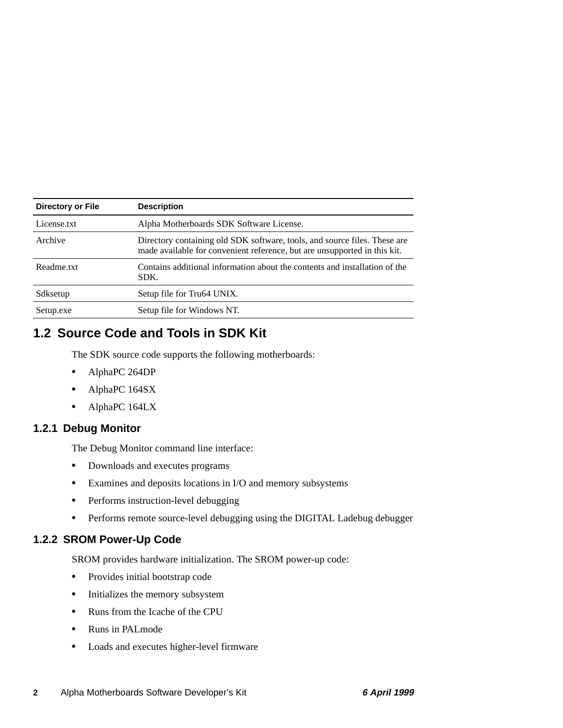| Directory or File | Description |
|---|---|
| License.txt | Alpha Motherboards SDK Software License. |
| Archive | Directory containing old SDK software, tools, and source files. These are made available for convenient reference, but are unsupported in this kit. |
| Readme.txt | Contains additional information about the contents and installation of the SDK. |
| Sdksetup | Setup file for Tru64 UNIX. |
| Setup.exe | Setup file for Windows NT. |

## 1.2 Source Code and Tools in SDK Kit

The SDK source code supports the following motherboards:

- AlphaPC 264DP
- AlphaPC 164SX
- AlphaPC 164LX

### 1.2.1 Debug Monitor

The Debug Monitor command line interface:

- Downloads and executes programs
- Examines and deposits locations in I/O and memory subsystems
- Performs instruction-level debugging
- Performs remote source-level debugging using the DIGITAL Ladebug debugger

### 1.2.2 SROM Power-Up Code

SROM provides hardware initialization. The SROM power-up code:

- Provides initial bootstrap code
- Initializes the memory subsystem
- Runs from the Icache of the CPU
- Runs in PALmode
- Loads and executes higher-level firmware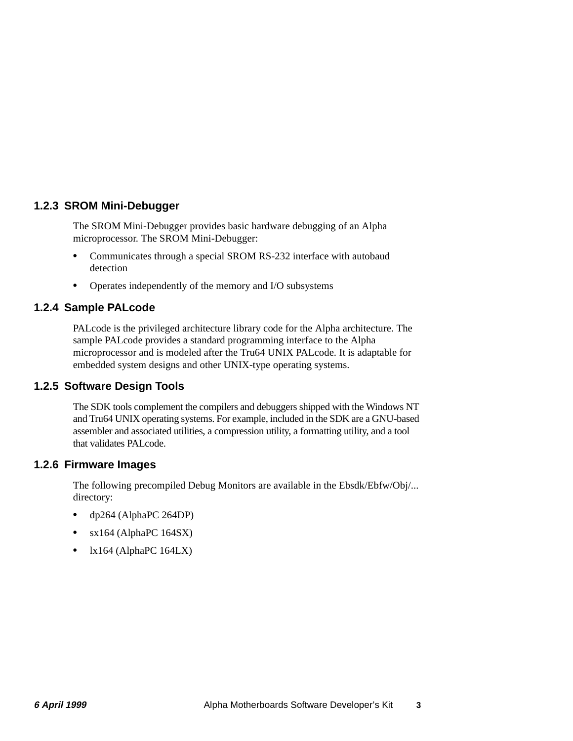### 1.2.3 SROM Mini-Debugger

The SROM Mini-Debugger provides basic hardware debugging of an Alpha microprocessor. The SROM Mini-Debugger:

- Communicates through a special SROM RS-232 interface with autobaud detection
- Operates independently of the memory and I/O subsystems

### 1.2.4 Sample PALcode

PALcode is the privileged architecture library code for the Alpha architecture. The sample PALcode provides a standard programming interface to the Alpha microprocessor and is modeled after the Tru64 UNIX PALcode. It is adaptable for embedded system designs and other UNIX-type operating systems.

### 1.2.5 Software Design Tools

The SDK tools complement the compilers and debuggers shipped with the Windows NT and Tru64 UNIX operating systems. For example, included in the SDK are a GNU-based assembler and associated utilities, a compression utility, a formatting utility, and a tool that validates PALcode.

### 1.2.6 Firmware Images

The following precompiled Debug Monitors are available in the Ebsdk/Ebfw/Obj/... directory:

- dp264 (AlphaPC 264DP)
- sx164 (AlphaPC 164SX)
- lx164 (AlphaPC 164LX)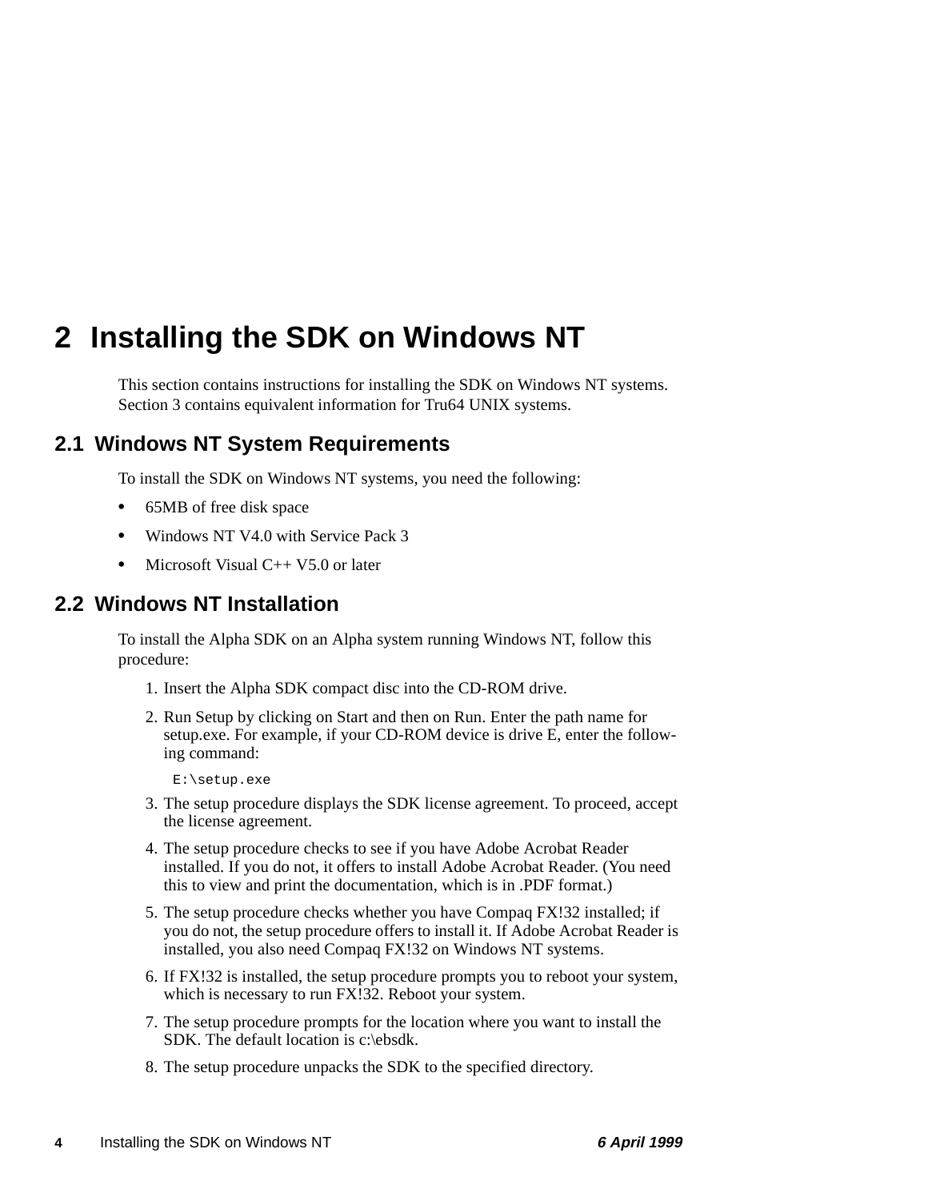# 2 Installing the SDK on Windows NT

This section contains instructions for installing the SDK on Windows NT systems. Section 3 contains equivalent information for Tru64 UNIX systems.

## 2.1 Windows NT System Requirements

To install the SDK on Windows NT systems, you need the following:

- 65MB of free disk space
- Windows NT V4.0 with Service Pack 3
- Microsoft Visual C++ V5.0 or later

## 2.2 Windows NT Installation

To install the Alpha SDK on an Alpha system running Windows NT, follow this procedure:

1. Insert the Alpha SDK compact disc into the CD-ROM drive.
2. Run Setup by clicking on Start and then on Run. Enter the path name for setup.exe. For example, if your CD-ROM device is drive E, enter the following command:

   ```
   E:\setup.exe
   ```

3. The setup procedure displays the SDK license agreement. To proceed, accept the license agreement.
4. The setup procedure checks to see if you have Adobe Acrobat Reader installed. If you do not, it offers to install Adobe Acrobat Reader. (You need this to view and print the documentation, which is in .PDF format.)
5. The setup procedure checks whether you have Compaq FX!32 installed; if you do not, the setup procedure offers to install it. If Adobe Acrobat Reader is installed, you also need Compaq FX!32 on Windows NT systems.
6. If FX!32 is installed, the setup procedure prompts you to reboot your system, which is necessary to run FX!32. Reboot your system.
7. The setup procedure prompts for the location where you want to install the SDK. The default location is c:\ebsdk.
8. The setup procedure unpacks the SDK to the specified directory.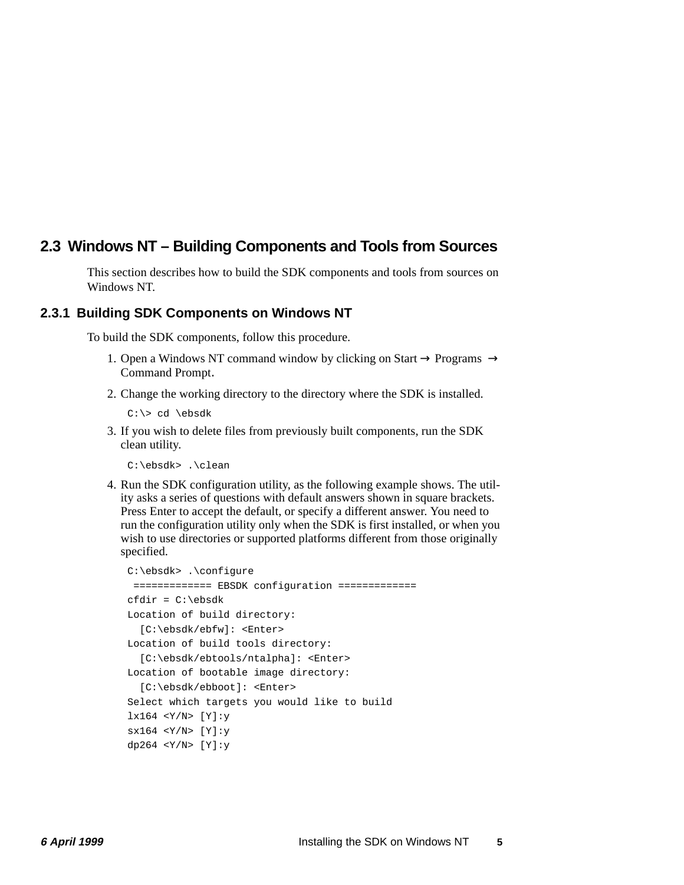## 2.3 Windows NT – Building Components and Tools from Sources

This section describes how to build the SDK components and tools from sources on Windows NT.

### 2.3.1 Building SDK Components on Windows NT

To build the SDK components, follow this procedure.

1. Open a Windows NT command window by clicking on Start → Programs → Command Prompt.
2. Change the working directory to the directory where the SDK is installed.

```
C:\> cd \ebsdk
```

3. If you wish to delete files from previously built components, run the SDK clean utility.

```
C:\ebsdk> .\clean
```

4. Run the SDK configuration utility, as the following example shows. The utility asks a series of questions with default answers shown in square brackets. Press Enter to accept the default, or specify a different answer. You need to run the configuration utility only when the SDK is first installed, or when you wish to use directories or supported platforms different from those originally specified.

```
C:\ebsdk> .\configure
 ============= EBSDK configuration =============
cfdir = C:\ebsdk
Location of build directory:
  [C:\ebsdk/ebfw]: <Enter>
Location of build tools directory:
  [C:\ebsdk/ebtools/ntalpha]: <Enter>
Location of bootable image directory:
  [C:\ebsdk/ebboot]: <Enter>
Select which targets you would like to build
lx164 <Y/N> [Y]:y
sx164 <Y/N> [Y]:y
dp264 <Y/N> [Y]:y
```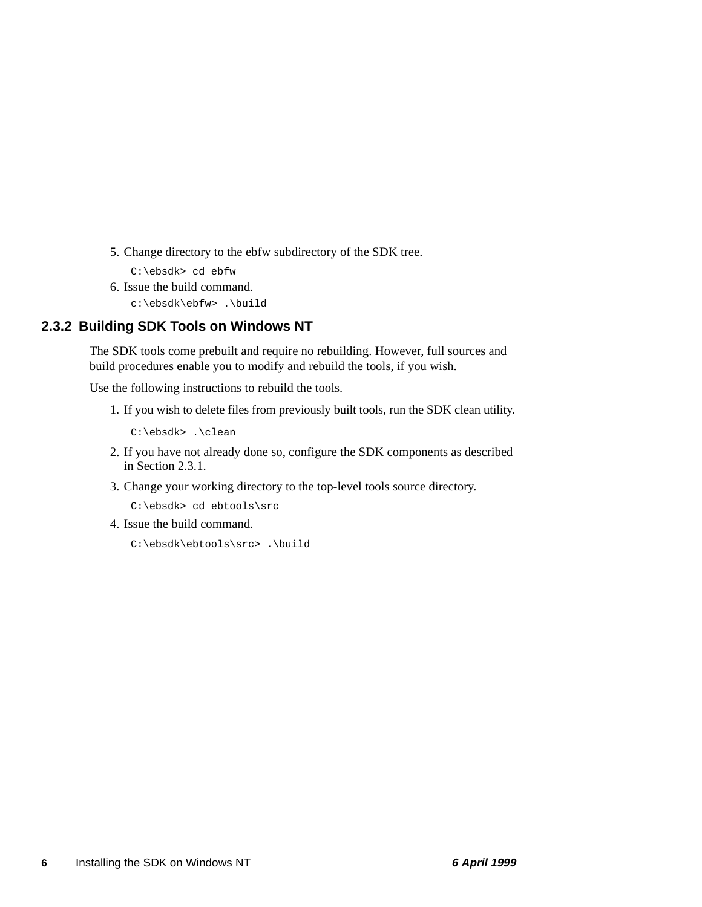5. Change directory to the ebfw subdirectory of the SDK tree.

   ```
   C:\ebsdk> cd ebfw
   ```

6. Issue the build command.

   ```
   c:\ebsdk\ebfw> .\build
   ```

### 2.3.2 Building SDK Tools on Windows NT

The SDK tools come prebuilt and require no rebuilding. However, full sources and build procedures enable you to modify and rebuild the tools, if you wish.

Use the following instructions to rebuild the tools.

1. If you wish to delete files from previously built tools, run the SDK clean utility.

   ```
   C:\ebsdk> .\clean
   ```

2. If you have not already done so, configure the SDK components as described in Section 2.3.1.
3. Change your working directory to the top-level tools source directory.

   ```
   C:\ebsdk> cd ebtools\src
   ```

4. Issue the build command.

   ```
   C:\ebsdk\ebtools\src> .\build
   ```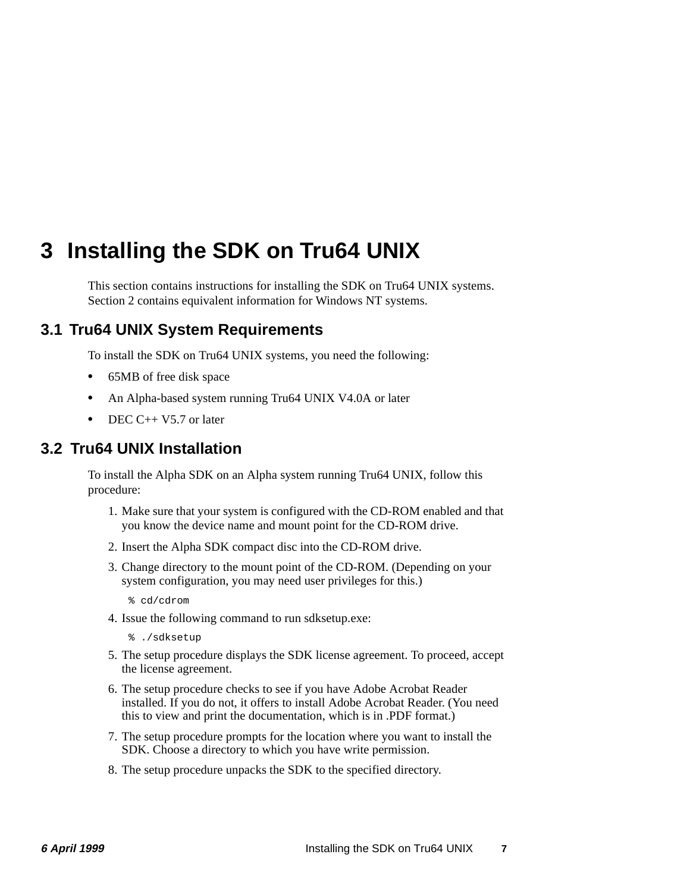# 3 Installing the SDK on Tru64 UNIX

This section contains instructions for installing the SDK on Tru64 UNIX systems. Section 2 contains equivalent information for Windows NT systems.

## 3.1 Tru64 UNIX System Requirements

To install the SDK on Tru64 UNIX systems, you need the following:

- 65MB of free disk space
- An Alpha-based system running Tru64 UNIX V4.0A or later
- DEC C++ V5.7 or later

## 3.2 Tru64 UNIX Installation

To install the Alpha SDK on an Alpha system running Tru64 UNIX, follow this procedure:

1. Make sure that your system is configured with the CD-ROM enabled and that you know the device name and mount point for the CD-ROM drive.
2. Insert the Alpha SDK compact disc into the CD-ROM drive.
3. Change directory to the mount point of the CD-ROM. (Depending on your system configuration, you may need user privileges for this.)

```
% cd/cdrom
```

4. Issue the following command to run sdksetup.exe:

```
% ./sdksetup
```

5. The setup procedure displays the SDK license agreement. To proceed, accept the license agreement.
6. The setup procedure checks to see if you have Adobe Acrobat Reader installed. If you do not, it offers to install Adobe Acrobat Reader. (You need this to view and print the documentation, which is in .PDF format.)
7. The setup procedure prompts for the location where you want to install the SDK. Choose a directory to which you have write permission.
8. The setup procedure unpacks the SDK to the specified directory.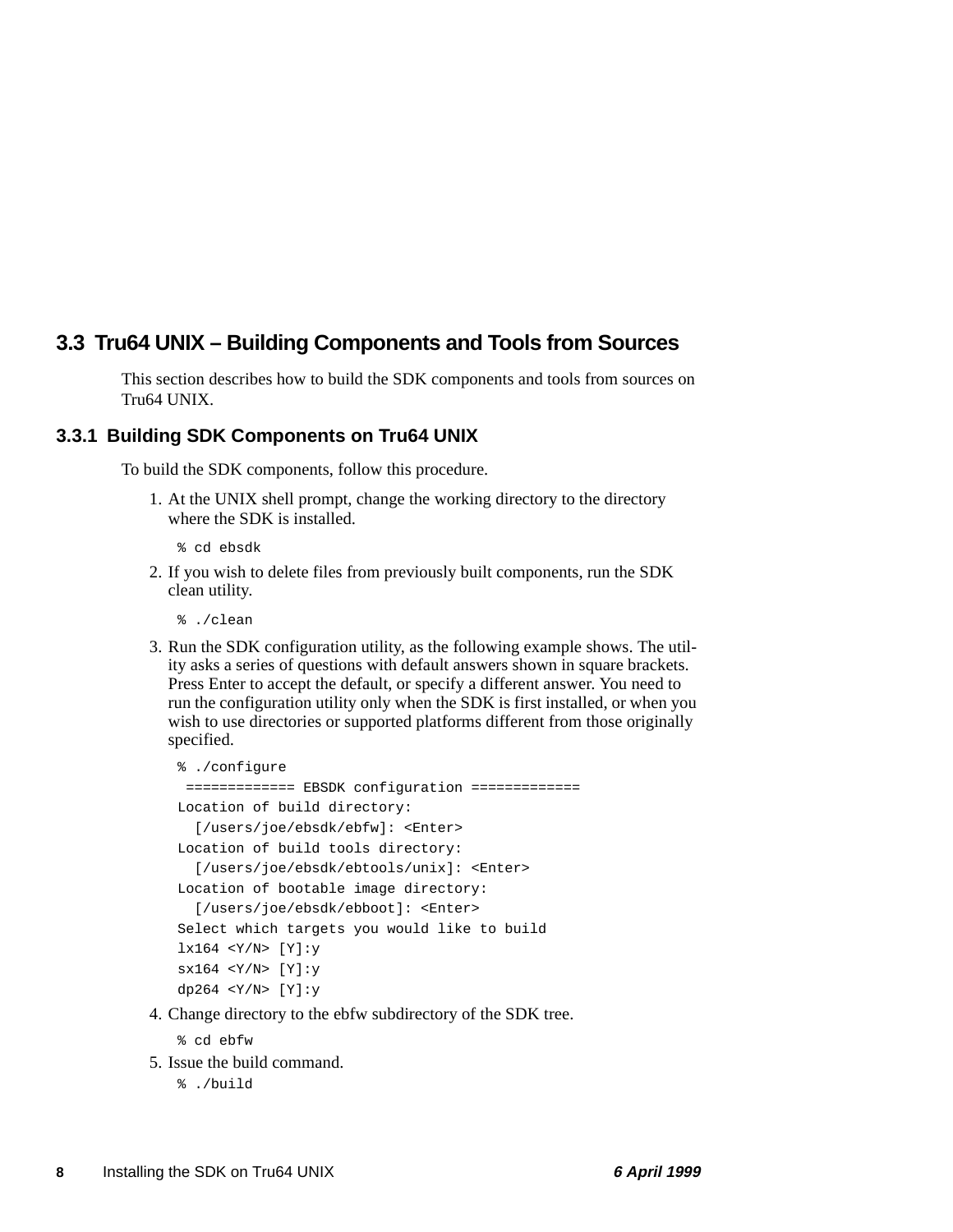## 3.3 Tru64 UNIX – Building Components and Tools from Sources

This section describes how to build the SDK components and tools from sources on Tru64 UNIX.

### 3.3.1 Building SDK Components on Tru64 UNIX

To build the SDK components, follow this procedure.

1. At the UNIX shell prompt, change the working directory to the directory where the SDK is installed.

   ```
   % cd ebsdk
   ```

2. If you wish to delete files from previously built components, run the SDK clean utility.

   ```
   % ./clean
   ```

3. Run the SDK configuration utility, as the following example shows. The utility asks a series of questions with default answers shown in square brackets. Press Enter to accept the default, or specify a different answer. You need to run the configuration utility only when the SDK is first installed, or when you wish to use directories or supported platforms different from those originally specified.

   ```
   % ./configure
    ============= EBSDK configuration =============
   Location of build directory:
     [/users/joe/ebsdk/ebfw]: <Enter>
   Location of build tools directory:
     [/users/joe/ebsdk/ebtools/unix]: <Enter>
   Location of bootable image directory:
     [/users/joe/ebsdk/ebboot]: <Enter>
   Select which targets you would like to build
   lx164 <Y/N> [Y]:y
   sx164 <Y/N> [Y]:y
   dp264 <Y/N> [Y]:y
   ```

4. Change directory to the ebfw subdirectory of the SDK tree.

   ```
   % cd ebfw
   ```

5. Issue the build command.

   ```
   % ./build
   ```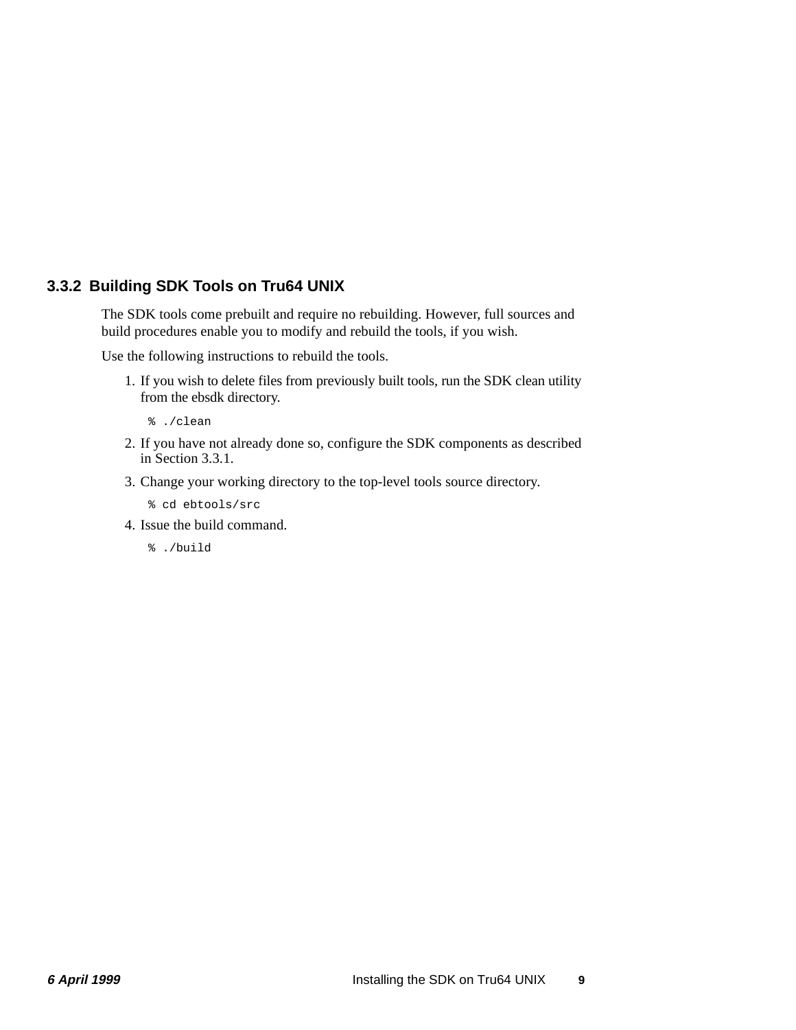### 3.3.2 Building SDK Tools on Tru64 UNIX

The SDK tools come prebuilt and require no rebuilding. However, full sources and build procedures enable you to modify and rebuild the tools, if you wish.

Use the following instructions to rebuild the tools.

1. If you wish to delete files from previously built tools, run the SDK clean utility from the ebsdk directory.

   ```
   % ./clean
   ```

2. If you have not already done so, configure the SDK components as described in Section 3.3.1.
3. Change your working directory to the top-level tools source directory.

   ```
   % cd ebtools/src
   ```

4. Issue the build command.

   ```
   % ./build
   ```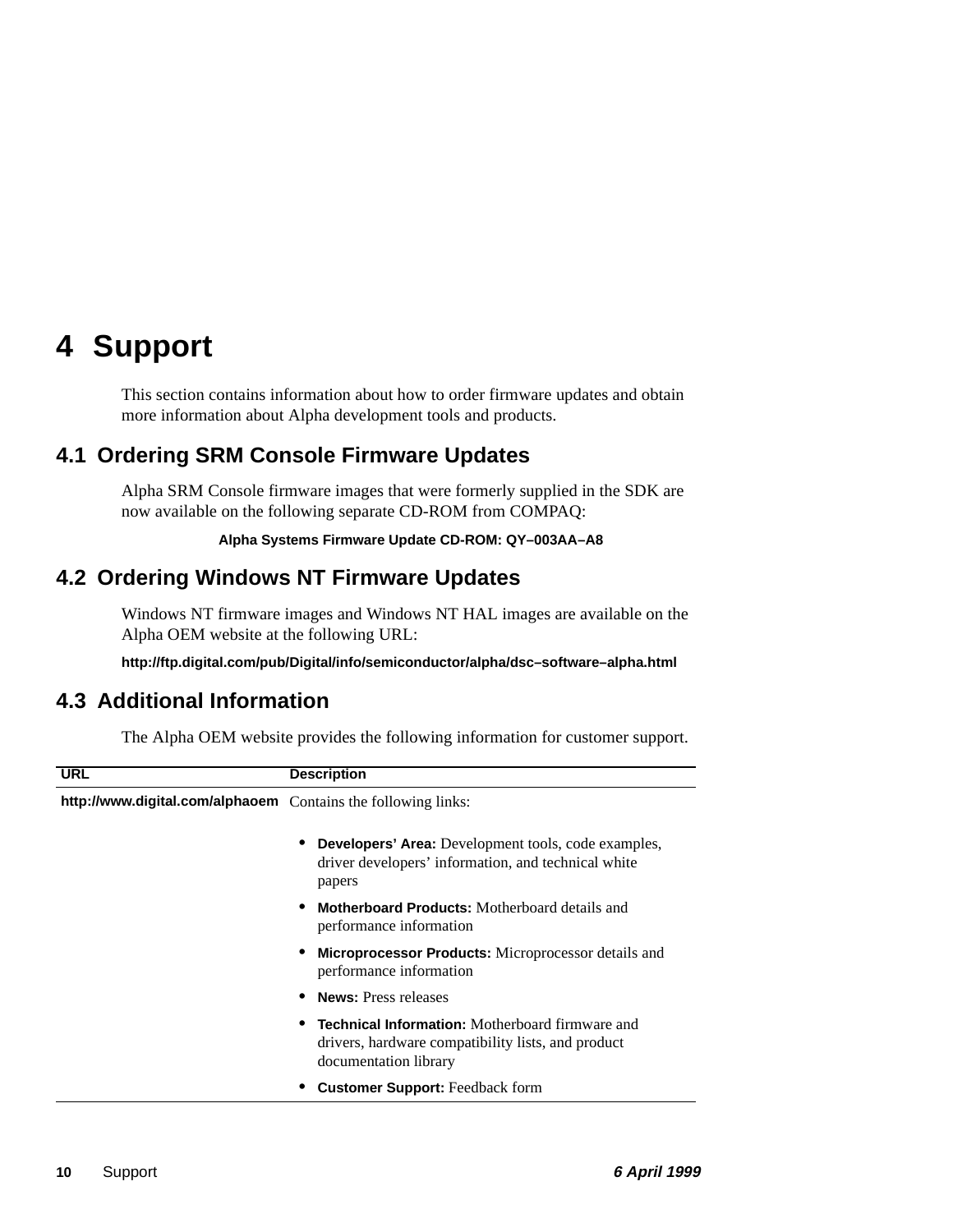# 4 Support

This section contains information about how to order firmware updates and obtain more information about Alpha development tools and products.

## 4.1 Ordering SRM Console Firmware Updates

Alpha SRM Console firmware images that were formerly supplied in the SDK are now available on the following separate CD-ROM from COMPAQ:

**Alpha Systems Firmware Update CD-ROM: QY–003AA–A8**

## 4.2 Ordering Windows NT Firmware Updates

Windows NT firmware images and Windows NT HAL images are available on the Alpha OEM website at the following URL:

**http://ftp.digital.com/pub/Digital/info/semiconductor/alpha/dsc–software–alpha.html**

## 4.3 Additional Information

The Alpha OEM website provides the following information for customer support.

| URL | Description |
|---|---|
| **http://www.digital.com/alphaoem** | Contains the following links:<br>• **Developers' Area:** Development tools, code examples, driver developers' information, and technical white papers<br>• **Motherboard Products:** Motherboard details and performance information<br>• **Microprocessor Products:** Microprocessor details and performance information<br>• **News:** Press releases<br>• **Technical Information:** Motherboard firmware and drivers, hardware compatibility lists, and product documentation library<br>• **Customer Support:** Feedback form |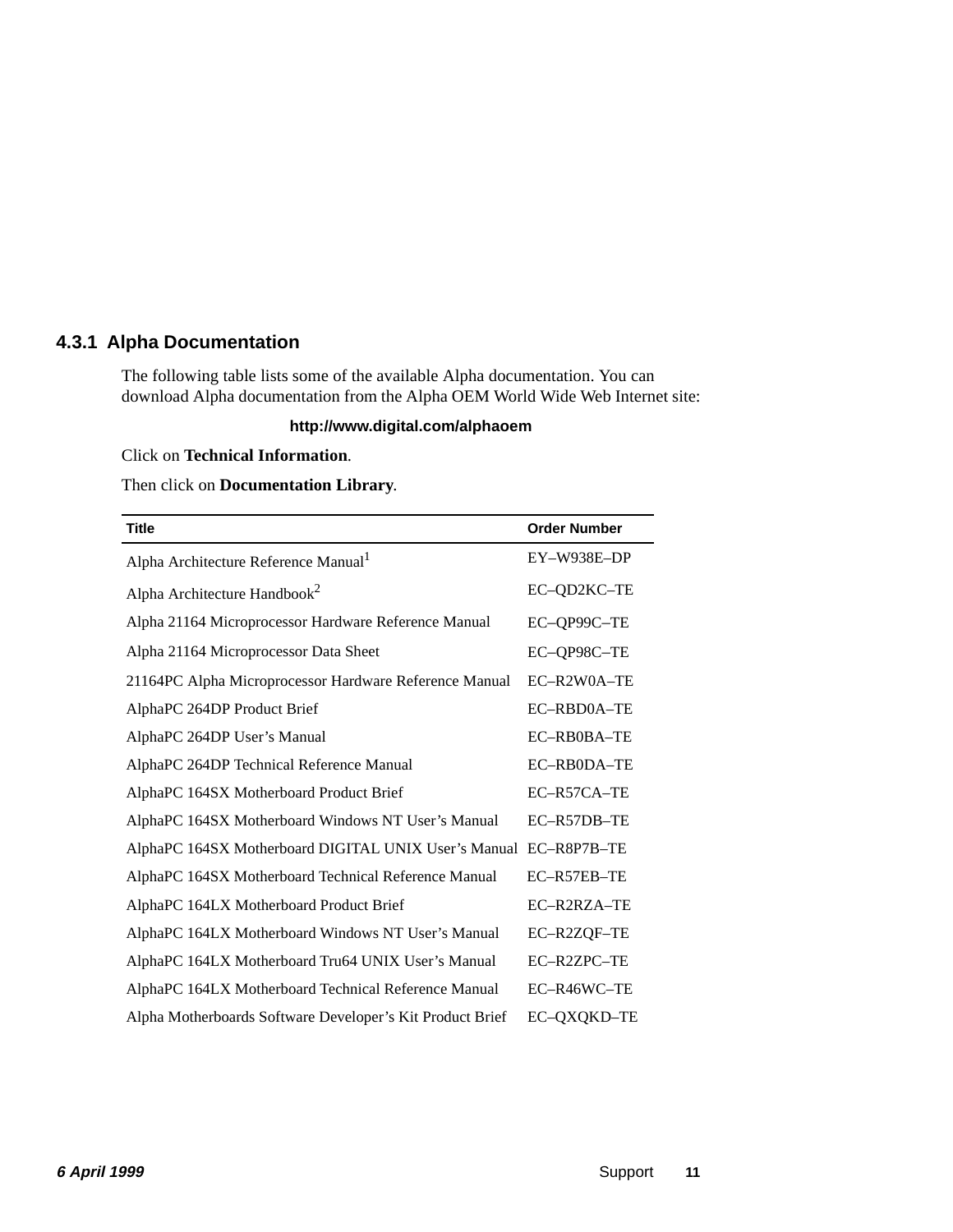### 4.3.1 Alpha Documentation

The following table lists some of the available Alpha documentation. You can download Alpha documentation from the Alpha OEM World Wide Web Internet site:

**http://www.digital.com/alphaoem**

Click on **Technical Information**.

Then click on **Documentation Library**.

| Title | Order Number |
|---|---|
| Alpha Architecture Reference Manual[1] | EY–W938E–DP |
| Alpha Architecture Handbook[2] | EC–QD2KC–TE |
| Alpha 21164 Microprocessor Hardware Reference Manual | EC–QP99C–TE |
| Alpha 21164 Microprocessor Data Sheet | EC–QP98C–TE |
| 21164PC Alpha Microprocessor Hardware Reference Manual | EC–R2W0A–TE |
| AlphaPC 264DP Product Brief | EC–RBD0A–TE |
| AlphaPC 264DP User’s Manual | EC–RB0BA–TE |
| AlphaPC 264DP Technical Reference Manual | EC–RB0DA–TE |
| AlphaPC 164SX Motherboard Product Brief | EC–R57CA–TE |
| AlphaPC 164SX Motherboard Windows NT User’s Manual | EC–R57DB–TE |
| AlphaPC 164SX Motherboard DIGITAL UNIX User’s Manual | EC–R8P7B–TE |
| AlphaPC 164SX Motherboard Technical Reference Manual | EC–R57EB–TE |
| AlphaPC 164LX Motherboard Product Brief | EC–R2RZA–TE |
| AlphaPC 164LX Motherboard Windows NT User’s Manual | EC–R2ZQF–TE |
| AlphaPC 164LX Motherboard Tru64 UNIX User’s Manual | EC–R2ZPC–TE |
| AlphaPC 164LX Motherboard Technical Reference Manual | EC–R46WC–TE |
| Alpha Motherboards Software Developer’s Kit Product Brief | EC–QXQKD–TE |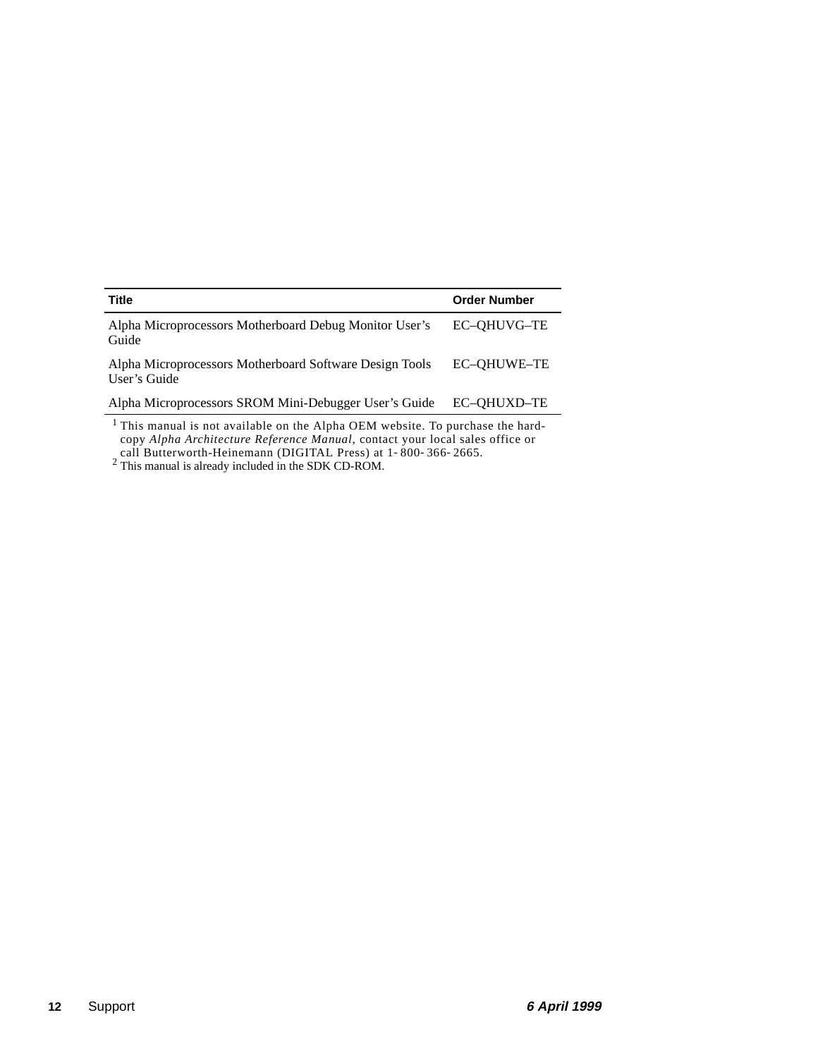| Title | Order Number |
| --- | --- |
| Alpha Microprocessors Motherboard Debug Monitor User’s Guide | EC–QHUVG–TE |
| Alpha Microprocessors Motherboard Software Design Tools User’s Guide | EC–QHUWE–TE |
| Alpha Microprocessors SROM Mini-Debugger User’s Guide | EC–QHUXD–TE |

[1] This manual is not available on the Alpha OEM website. To purchase the hard-copy *Alpha Architecture Reference Manual*, contact your local sales office or call Butterworth-Heinemann (DIGITAL Press) at 1- 800- 366- 2665.
[2] This manual is already included in the SDK CD-ROM.